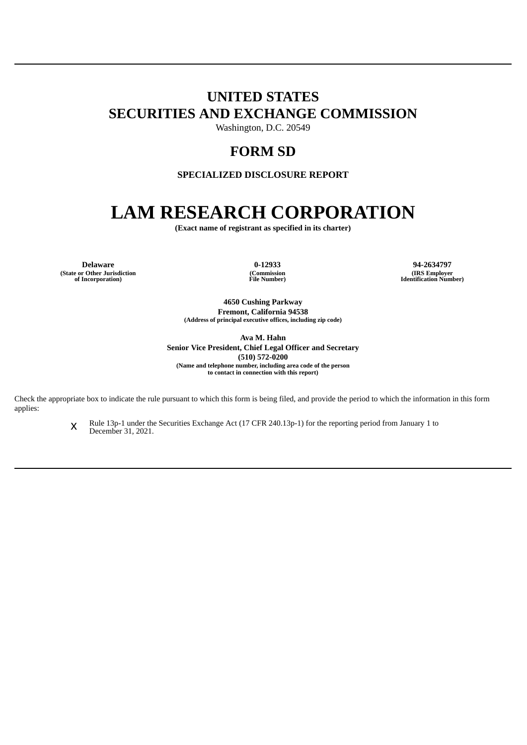# UNITED STATES
# SECURITIES AND EXCHANGE COMMISSION

Washington, D.C. 20549

## FORM SD

**SPECIALIZED DISCLOSURE REPORT**

# LAM RESEARCH CORPORATION

**(Exact name of registrant as specified in its charter)**

| **Delaware** | **0-12933** | **94-2634797** |
|---|---|---|
| **(State or Other Jurisdiction of Incorporation)** | **(Commission File Number)** | **(IRS Employer Identification Number)** |

**4650 Cushing Parkway**
**Fremont, California 94538**
**(Address of principal executive offices, including zip code)**

**Ava M. Hahn**
**Senior Vice President, Chief Legal Officer and Secretary**
**(510) 572-0200**
**(Name and telephone number, including area code of the person to contact in connection with this report)**

Check the appropriate box to indicate the rule pursuant to which this form is being filed, and provide the period to which the information in this form applies:

x Rule 13p-1 under the Securities Exchange Act (17 CFR 240.13p-1) for the reporting period from January 1 to December 31, 2021.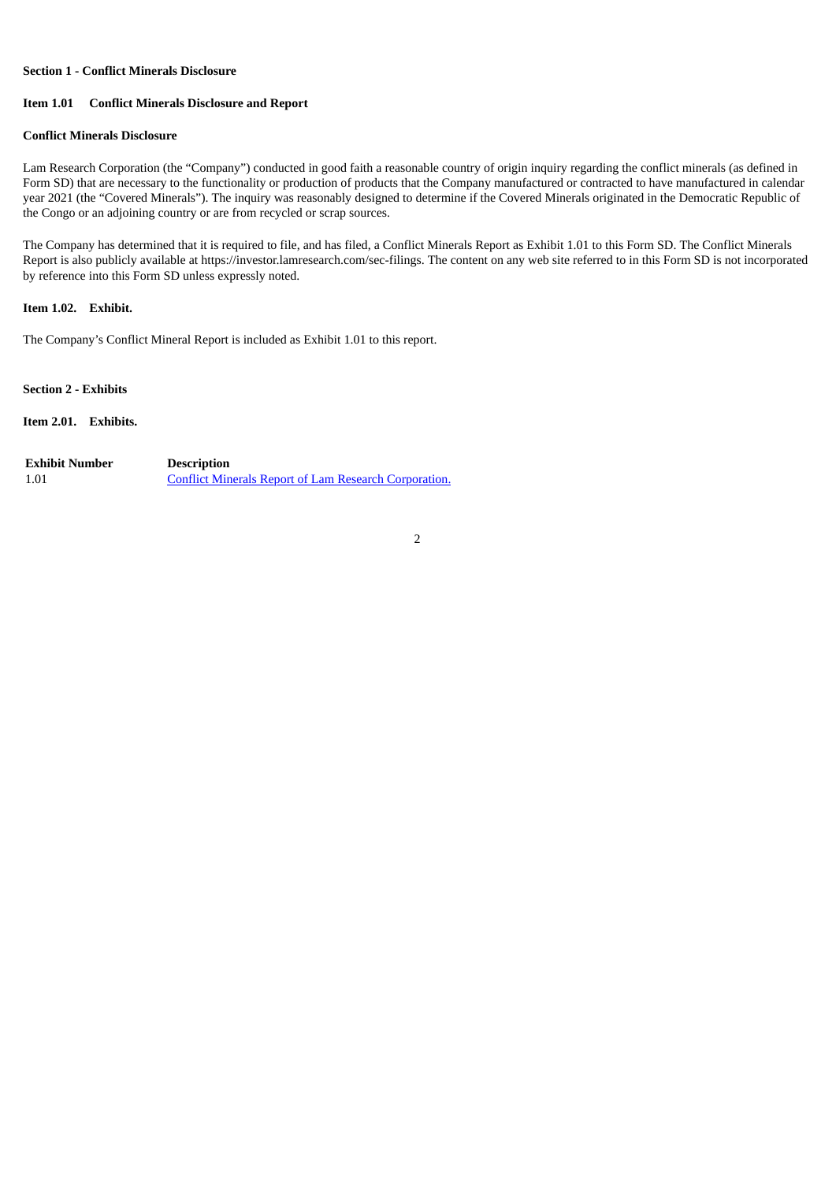**Section 1 - Conflict Minerals Disclosure**

**Item 1.01 Conflict Minerals Disclosure and Report**

**Conflict Minerals Disclosure**

Lam Research Corporation (the "Company") conducted in good faith a reasonable country of origin inquiry regarding the conflict minerals (as defined in Form SD) that are necessary to the functionality or production of products that the Company manufactured or contracted to have manufactured in calendar year 2021 (the "Covered Minerals"). The inquiry was reasonably designed to determine if the Covered Minerals originated in the Democratic Republic of the Congo or an adjoining country or are from recycled or scrap sources.

The Company has determined that it is required to file, and has filed, a Conflict Minerals Report as Exhibit 1.01 to this Form SD. The Conflict Minerals Report is also publicly available at https://investor.lamresearch.com/sec-filings. The content on any web site referred to in this Form SD is not incorporated by reference into this Form SD unless expressly noted.

**Item 1.02. Exhibit.**

The Company's Conflict Mineral Report is included as Exhibit 1.01 to this report.

**Section 2 - Exhibits**

**Item 2.01. Exhibits.**

| Exhibit Number | Description |
|---|---|
| 1.01 | Conflict Minerals Report of Lam Research Corporation. |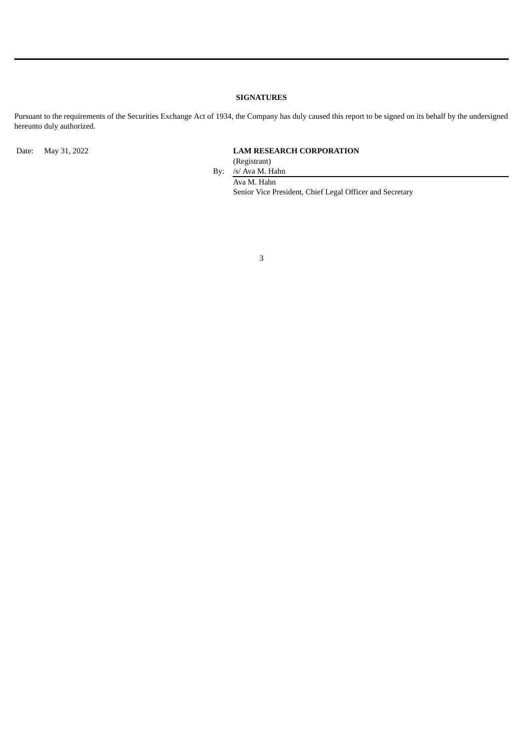**SIGNATURES**

Pursuant to the requirements of the Securities Exchange Act of 1934, the Company has duly caused this report to be signed on its behalf by the undersigned hereunto duly authorized.

Date: May 31, 2022

**LAM RESEARCH CORPORATION**
(Registrant)

By: /s/ Ava M. Hahn

Ava M. Hahn
Senior Vice President, Chief Legal Officer and Secretary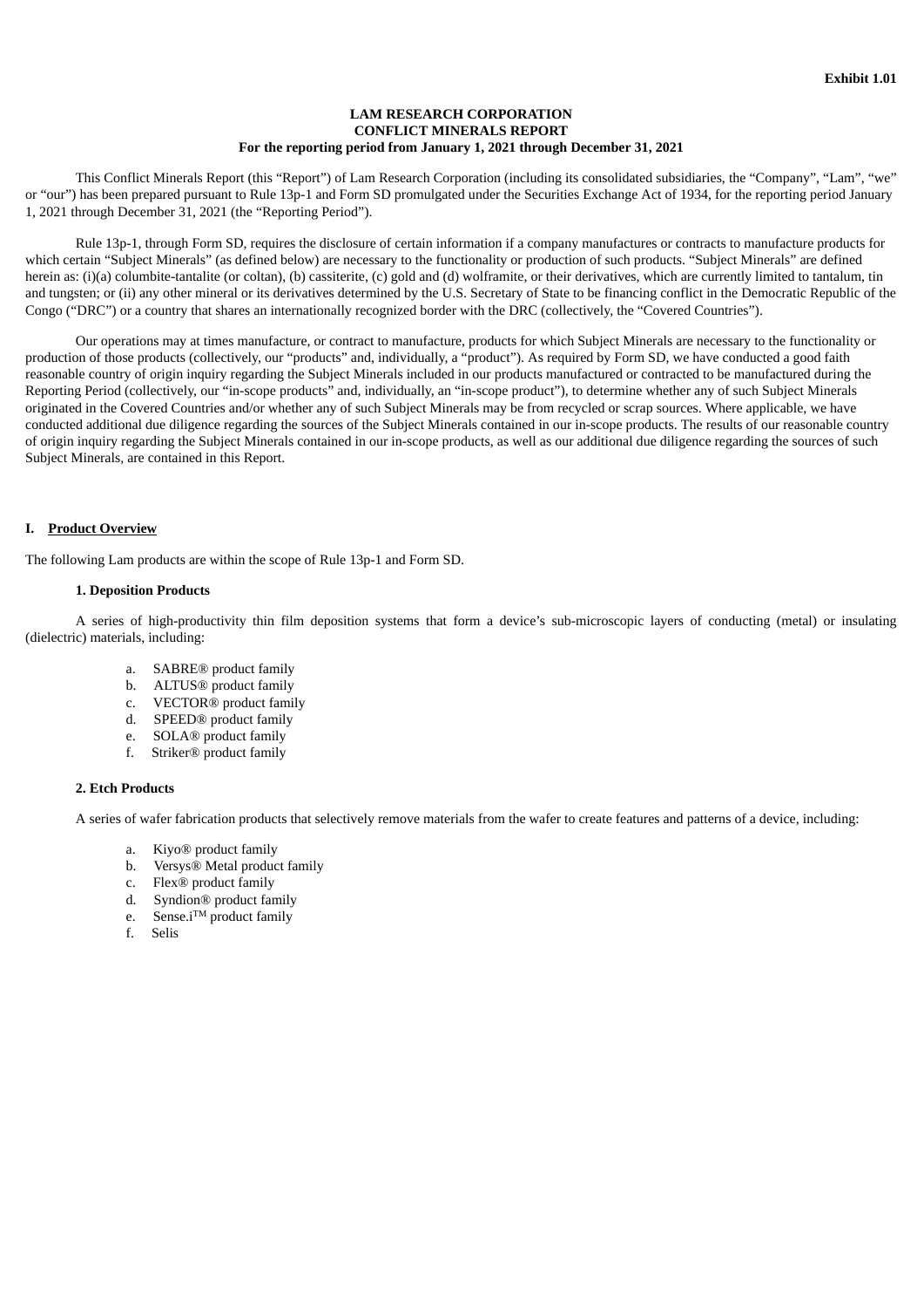**Exhibit 1.01**

**LAM RESEARCH CORPORATION**
**CONFLICT MINERALS REPORT**
**For the reporting period from January 1, 2021 through December 31, 2021**

This Conflict Minerals Report (this "Report") of Lam Research Corporation (including its consolidated subsidiaries, the "Company", "Lam", "we" or "our") has been prepared pursuant to Rule 13p-1 and Form SD promulgated under the Securities Exchange Act of 1934, for the reporting period January 1, 2021 through December 31, 2021 (the "Reporting Period").

Rule 13p-1, through Form SD, requires the disclosure of certain information if a company manufactures or contracts to manufacture products for which certain "Subject Minerals" (as defined below) are necessary to the functionality or production of such products. "Subject Minerals" are defined herein as: (i)(a) columbite-tantalite (or coltan), (b) cassiterite, (c) gold and (d) wolframite, or their derivatives, which are currently limited to tantalum, tin and tungsten; or (ii) any other mineral or its derivatives determined by the U.S. Secretary of State to be financing conflict in the Democratic Republic of the Congo ("DRC") or a country that shares an internationally recognized border with the DRC (collectively, the "Covered Countries").

Our operations may at times manufacture, or contract to manufacture, products for which Subject Minerals are necessary to the functionality or production of those products (collectively, our "products" and, individually, a "product"). As required by Form SD, we have conducted a good faith reasonable country of origin inquiry regarding the Subject Minerals included in our products manufactured or contracted to be manufactured during the Reporting Period (collectively, our "in-scope products" and, individually, an "in-scope product"), to determine whether any of such Subject Minerals originated in the Covered Countries and/or whether any of such Subject Minerals may be from recycled or scrap sources. Where applicable, we have conducted additional due diligence regarding the sources of the Subject Minerals contained in our in-scope products. The results of our reasonable country of origin inquiry regarding the Subject Minerals contained in our in-scope products, as well as our additional due diligence regarding the sources of such Subject Minerals, are contained in this Report.

## I. Product Overview

The following Lam products are within the scope of Rule 13p-1 and Form SD.

### 1. Deposition Products

A series of high-productivity thin film deposition systems that form a device's sub-microscopic layers of conducting (metal) or insulating (dielectric) materials, including:

a. SABRE® product family
b. ALTUS® product family
c. VECTOR® product family
d. SPEED® product family
e. SOLA® product family
f. Striker® product family

### 2. Etch Products

A series of wafer fabrication products that selectively remove materials from the wafer to create features and patterns of a device, including:

a. Kiyo® product family
b. Versys® Metal product family
c. Flex® product family
d. Syndion® product family
e. Sense.i™ product family
f. Selis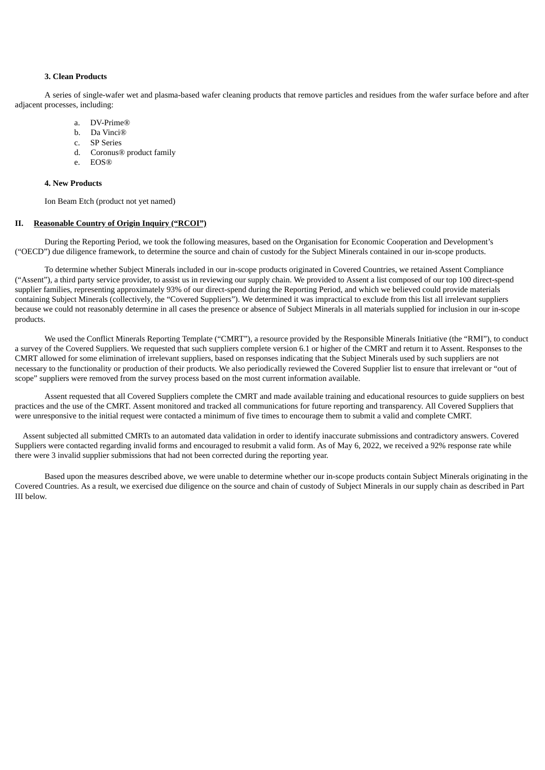**3. Clean Products**

A series of single-wafer wet and plasma-based wafer cleaning products that remove particles and residues from the wafer surface before and after adjacent processes, including:

a. DV-Prime®
b. Da Vinci®
c. SP Series
d. Coronus® product family
e. EOS®

**4. New Products**

Ion Beam Etch (product not yet named)

## II. Reasonable Country of Origin Inquiry (“RCOI”)

During the Reporting Period, we took the following measures, based on the Organisation for Economic Cooperation and Development’s (“OECD”) due diligence framework, to determine the source and chain of custody for the Subject Minerals contained in our in-scope products.

To determine whether Subject Minerals included in our in-scope products originated in Covered Countries, we retained Assent Compliance (“Assent”), a third party service provider, to assist us in reviewing our supply chain. We provided to Assent a list composed of our top 100 direct-spend supplier families, representing approximately 93% of our direct-spend during the Reporting Period, and which we believed could provide materials containing Subject Minerals (collectively, the “Covered Suppliers”). We determined it was impractical to exclude from this list all irrelevant suppliers because we could not reasonably determine in all cases the presence or absence of Subject Minerals in all materials supplied for inclusion in our in-scope products.

We used the Conflict Minerals Reporting Template (“CMRT”), a resource provided by the Responsible Minerals Initiative (the “RMI”), to conduct a survey of the Covered Suppliers. We requested that such suppliers complete version 6.1 or higher of the CMRT and return it to Assent. Responses to the CMRT allowed for some elimination of irrelevant suppliers, based on responses indicating that the Subject Minerals used by such suppliers are not necessary to the functionality or production of their products. We also periodically reviewed the Covered Supplier list to ensure that irrelevant or “out of scope” suppliers were removed from the survey process based on the most current information available.

Assent requested that all Covered Suppliers complete the CMRT and made available training and educational resources to guide suppliers on best practices and the use of the CMRT. Assent monitored and tracked all communications for future reporting and transparency. All Covered Suppliers that were unresponsive to the initial request were contacted a minimum of five times to encourage them to submit a valid and complete CMRT.

Assent subjected all submitted CMRTs to an automated data validation in order to identify inaccurate submissions and contradictory answers. Covered Suppliers were contacted regarding invalid forms and encouraged to resubmit a valid form. As of May 6, 2022, we received a 92% response rate while there were 3 invalid supplier submissions that had not been corrected during the reporting year.

Based upon the measures described above, we were unable to determine whether our in-scope products contain Subject Minerals originating in the Covered Countries. As a result, we exercised due diligence on the source and chain of custody of Subject Minerals in our supply chain as described in Part III below.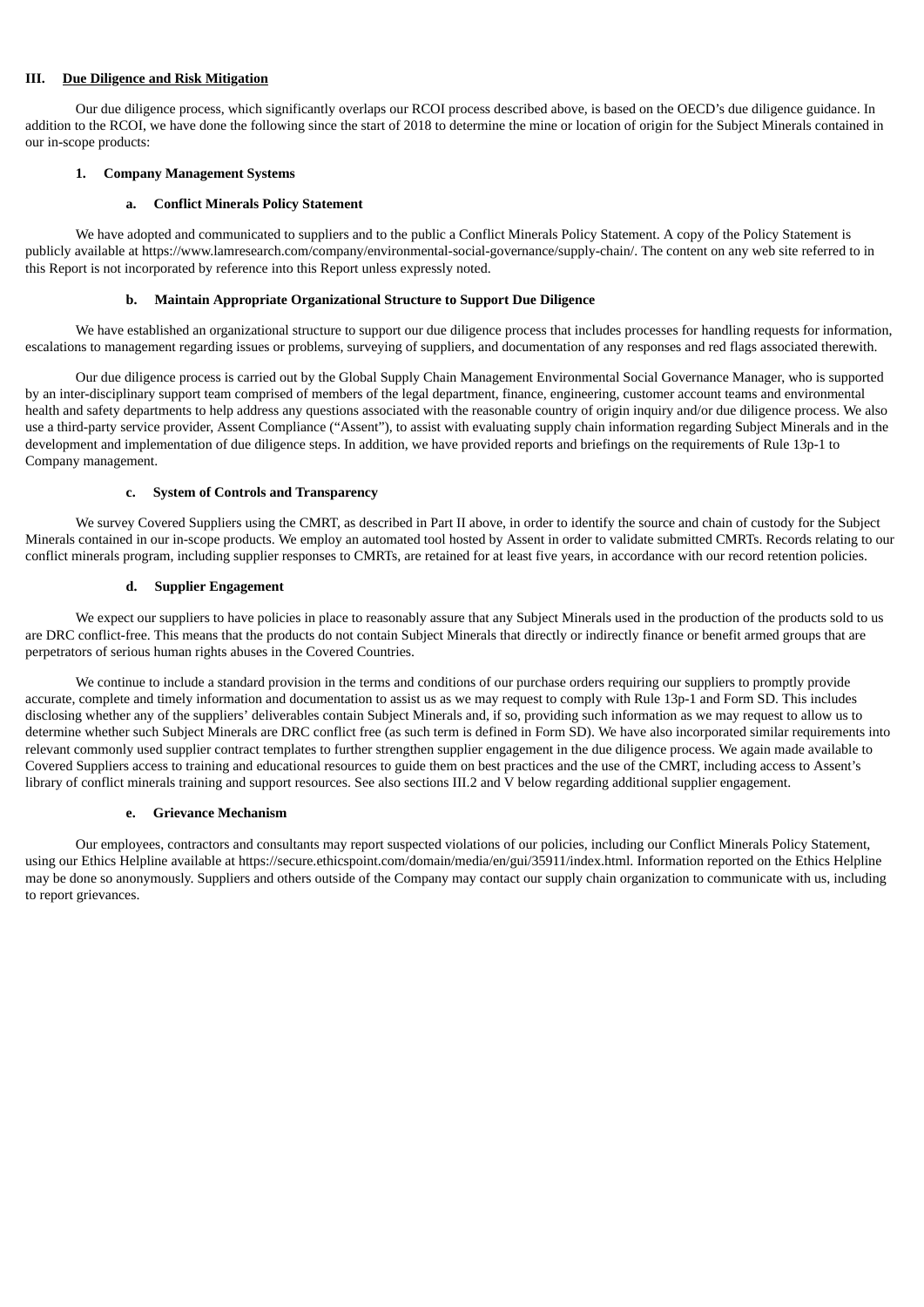## III. <u>Due Diligence and Risk Mitigation</u>

Our due diligence process, which significantly overlaps our RCOI process described above, is based on the OECD's due diligence guidance. In addition to the RCOI, we have done the following since the start of 2018 to determine the mine or location of origin for the Subject Minerals contained in our in-scope products:

### 1. Company Management Systems

#### a. Conflict Minerals Policy Statement

We have adopted and communicated to suppliers and to the public a Conflict Minerals Policy Statement. A copy of the Policy Statement is publicly available at https://www.lamresearch.com/company/environmental-social-governance/supply-chain/. The content on any web site referred to in this Report is not incorporated by reference into this Report unless expressly noted.

#### b. Maintain Appropriate Organizational Structure to Support Due Diligence

We have established an organizational structure to support our due diligence process that includes processes for handling requests for information, escalations to management regarding issues or problems, surveying of suppliers, and documentation of any responses and red flags associated therewith.

Our due diligence process is carried out by the Global Supply Chain Management Environmental Social Governance Manager, who is supported by an inter-disciplinary support team comprised of members of the legal department, finance, engineering, customer account teams and environmental health and safety departments to help address any questions associated with the reasonable country of origin inquiry and/or due diligence process. We also use a third-party service provider, Assent Compliance ("Assent"), to assist with evaluating supply chain information regarding Subject Minerals and in the development and implementation of due diligence steps. In addition, we have provided reports and briefings on the requirements of Rule 13p-1 to Company management.

#### c. System of Controls and Transparency

We survey Covered Suppliers using the CMRT, as described in Part II above, in order to identify the source and chain of custody for the Subject Minerals contained in our in-scope products. We employ an automated tool hosted by Assent in order to validate submitted CMRTs. Records relating to our conflict minerals program, including supplier responses to CMRTs, are retained for at least five years, in accordance with our record retention policies.

#### d. Supplier Engagement

We expect our suppliers to have policies in place to reasonably assure that any Subject Minerals used in the production of the products sold to us are DRC conflict-free. This means that the products do not contain Subject Minerals that directly or indirectly finance or benefit armed groups that are perpetrators of serious human rights abuses in the Covered Countries.

We continue to include a standard provision in the terms and conditions of our purchase orders requiring our suppliers to promptly provide accurate, complete and timely information and documentation to assist us as we may request to comply with Rule 13p-1 and Form SD. This includes disclosing whether any of the suppliers' deliverables contain Subject Minerals and, if so, providing such information as we may request to allow us to determine whether such Subject Minerals are DRC conflict free (as such term is defined in Form SD). We have also incorporated similar requirements into relevant commonly used supplier contract templates to further strengthen supplier engagement in the due diligence process. We again made available to Covered Suppliers access to training and educational resources to guide them on best practices and the use of the CMRT, including access to Assent's library of conflict minerals training and support resources. See also sections III.2 and V below regarding additional supplier engagement.

#### e. Grievance Mechanism

Our employees, contractors and consultants may report suspected violations of our policies, including our Conflict Minerals Policy Statement, using our Ethics Helpline available at https://secure.ethicspoint.com/domain/media/en/gui/35911/index.html. Information reported on the Ethics Helpline may be done so anonymously. Suppliers and others outside of the Company may contact our supply chain organization to communicate with us, including to report grievances.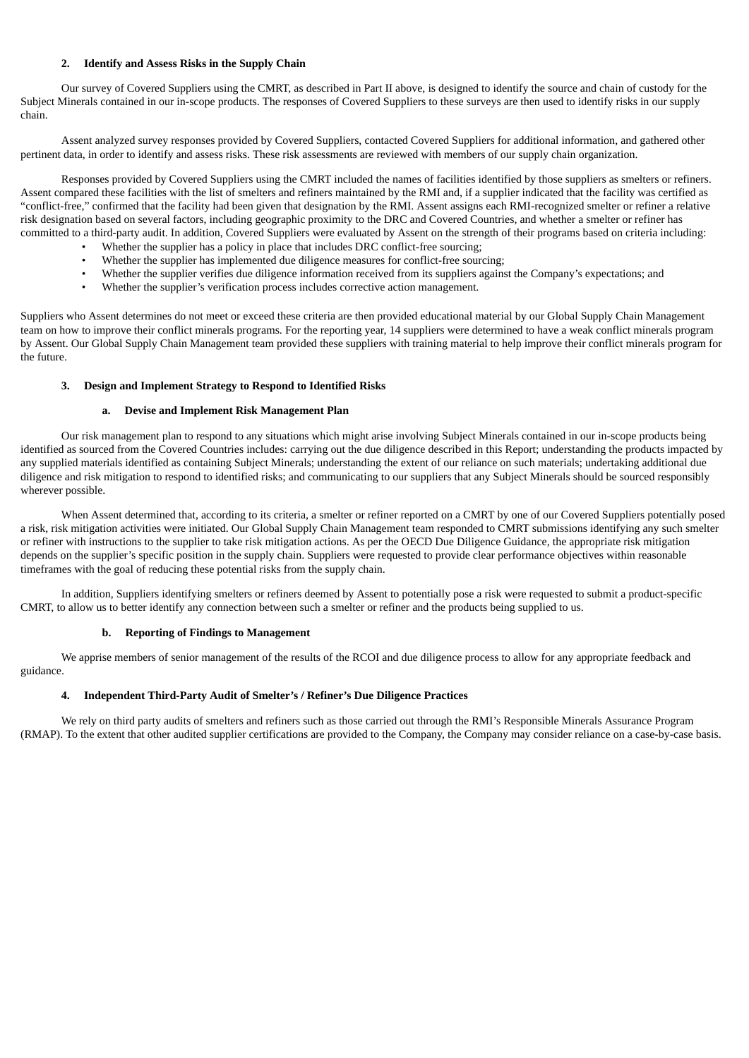### 2. Identify and Assess Risks in the Supply Chain

Our survey of Covered Suppliers using the CMRT, as described in Part II above, is designed to identify the source and chain of custody for the Subject Minerals contained in our in-scope products. The responses of Covered Suppliers to these surveys are then used to identify risks in our supply chain.

Assent analyzed survey responses provided by Covered Suppliers, contacted Covered Suppliers for additional information, and gathered other pertinent data, in order to identify and assess risks. These risk assessments are reviewed with members of our supply chain organization.

Responses provided by Covered Suppliers using the CMRT included the names of facilities identified by those suppliers as smelters or refiners. Assent compared these facilities with the list of smelters and refiners maintained by the RMI and, if a supplier indicated that the facility was certified as "conflict-free," confirmed that the facility had been given that designation by the RMI. Assent assigns each RMI-recognized smelter or refiner a relative risk designation based on several factors, including geographic proximity to the DRC and Covered Countries, and whether a smelter or refiner has committed to a third-party audit. In addition, Covered Suppliers were evaluated by Assent on the strength of their programs based on criteria including:

- Whether the supplier has a policy in place that includes DRC conflict-free sourcing;
- Whether the supplier has implemented due diligence measures for conflict-free sourcing;
- Whether the supplier verifies due diligence information received from its suppliers against the Company's expectations; and
- Whether the supplier's verification process includes corrective action management.

Suppliers who Assent determines do not meet or exceed these criteria are then provided educational material by our Global Supply Chain Management team on how to improve their conflict minerals programs. For the reporting year, 14 suppliers were determined to have a weak conflict minerals program by Assent. Our Global Supply Chain Management team provided these suppliers with training material to help improve their conflict minerals program for the future.

### 3. Design and Implement Strategy to Respond to Identified Risks

#### a. Devise and Implement Risk Management Plan

Our risk management plan to respond to any situations which might arise involving Subject Minerals contained in our in-scope products being identified as sourced from the Covered Countries includes: carrying out the due diligence described in this Report; understanding the products impacted by any supplied materials identified as containing Subject Minerals; understanding the extent of our reliance on such materials; undertaking additional due diligence and risk mitigation to respond to identified risks; and communicating to our suppliers that any Subject Minerals should be sourced responsibly wherever possible.

When Assent determined that, according to its criteria, a smelter or refiner reported on a CMRT by one of our Covered Suppliers potentially posed a risk, risk mitigation activities were initiated. Our Global Supply Chain Management team responded to CMRT submissions identifying any such smelter or refiner with instructions to the supplier to take risk mitigation actions. As per the OECD Due Diligence Guidance, the appropriate risk mitigation depends on the supplier's specific position in the supply chain. Suppliers were requested to provide clear performance objectives within reasonable timeframes with the goal of reducing these potential risks from the supply chain.

In addition, Suppliers identifying smelters or refiners deemed by Assent to potentially pose a risk were requested to submit a product-specific CMRT, to allow us to better identify any connection between such a smelter or refiner and the products being supplied to us.

#### b. Reporting of Findings to Management

We apprise members of senior management of the results of the RCOI and due diligence process to allow for any appropriate feedback and guidance.

### 4. Independent Third-Party Audit of Smelter's / Refiner's Due Diligence Practices

We rely on third party audits of smelters and refiners such as those carried out through the RMI's Responsible Minerals Assurance Program (RMAP). To the extent that other audited supplier certifications are provided to the Company, the Company may consider reliance on a case-by-case basis.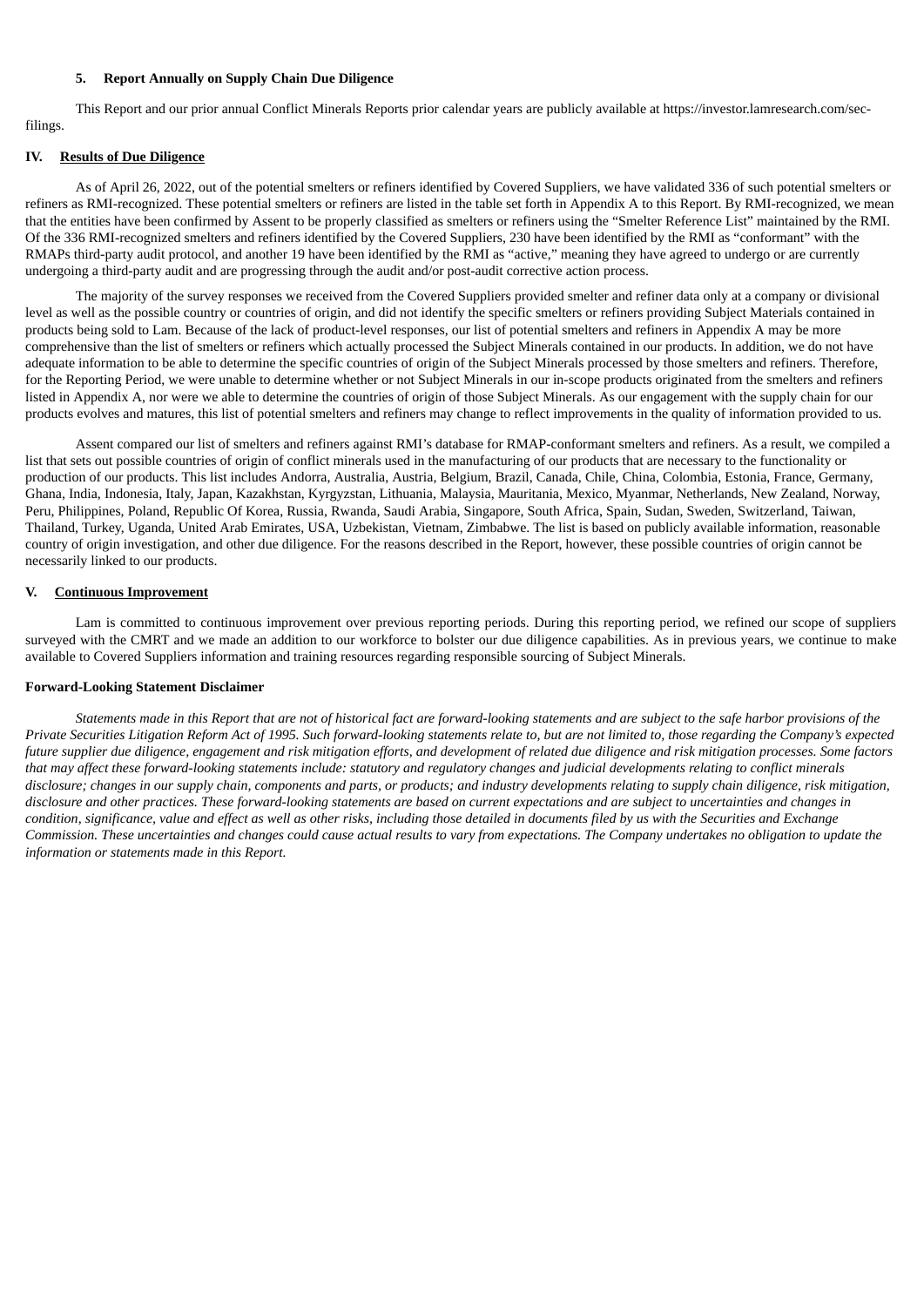### 5. Report Annually on Supply Chain Due Diligence

This Report and our prior annual Conflict Minerals Reports prior calendar years are publicly available at https://investor.lamresearch.com/sec-filings.

## IV. Results of Due Diligence

As of April 26, 2022, out of the potential smelters or refiners identified by Covered Suppliers, we have validated 336 of such potential smelters or refiners as RMI-recognized. These potential smelters or refiners are listed in the table set forth in Appendix A to this Report. By RMI-recognized, we mean that the entities have been confirmed by Assent to be properly classified as smelters or refiners using the "Smelter Reference List" maintained by the RMI. Of the 336 RMI-recognized smelters and refiners identified by the Covered Suppliers, 230 have been identified by the RMI as "conformant" with the RMAPs third-party audit protocol, and another 19 have been identified by the RMI as "active," meaning they have agreed to undergo or are currently undergoing a third-party audit and are progressing through the audit and/or post-audit corrective action process.

The majority of the survey responses we received from the Covered Suppliers provided smelter and refiner data only at a company or divisional level as well as the possible country or countries of origin, and did not identify the specific smelters or refiners providing Subject Materials contained in products being sold to Lam. Because of the lack of product-level responses, our list of potential smelters and refiners in Appendix A may be more comprehensive than the list of smelters or refiners which actually processed the Subject Minerals contained in our products. In addition, we do not have adequate information to be able to determine the specific countries of origin of the Subject Minerals processed by those smelters and refiners. Therefore, for the Reporting Period, we were unable to determine whether or not Subject Minerals in our in-scope products originated from the smelters and refiners listed in Appendix A, nor were we able to determine the countries of origin of those Subject Minerals. As our engagement with the supply chain for our products evolves and matures, this list of potential smelters and refiners may change to reflect improvements in the quality of information provided to us.

Assent compared our list of smelters and refiners against RMI's database for RMAP-conformant smelters and refiners. As a result, we compiled a list that sets out possible countries of origin of conflict minerals used in the manufacturing of our products that are necessary to the functionality or production of our products. This list includes Andorra, Australia, Austria, Belgium, Brazil, Canada, Chile, China, Colombia, Estonia, France, Germany, Ghana, India, Indonesia, Italy, Japan, Kazakhstan, Kyrgyzstan, Lithuania, Malaysia, Mauritania, Mexico, Myanmar, Netherlands, New Zealand, Norway, Peru, Philippines, Poland, Republic Of Korea, Russia, Rwanda, Saudi Arabia, Singapore, South Africa, Spain, Sudan, Sweden, Switzerland, Taiwan, Thailand, Turkey, Uganda, United Arab Emirates, USA, Uzbekistan, Vietnam, Zimbabwe. The list is based on publicly available information, reasonable country of origin investigation, and other due diligence. For the reasons described in the Report, however, these possible countries of origin cannot be necessarily linked to our products.

## V. Continuous Improvement

Lam is committed to continuous improvement over previous reporting periods. During this reporting period, we refined our scope of suppliers surveyed with the CMRT and we made an addition to our workforce to bolster our due diligence capabilities. As in previous years, we continue to make available to Covered Suppliers information and training resources regarding responsible sourcing of Subject Minerals.

**Forward-Looking Statement Disclaimer**

*Statements made in this Report that are not of historical fact are forward-looking statements and are subject to the safe harbor provisions of the Private Securities Litigation Reform Act of 1995. Such forward-looking statements relate to, but are not limited to, those regarding the Company's expected future supplier due diligence, engagement and risk mitigation efforts, and development of related due diligence and risk mitigation processes. Some factors that may affect these forward-looking statements include: statutory and regulatory changes and judicial developments relating to conflict minerals disclosure; changes in our supply chain, components and parts, or products; and industry developments relating to supply chain diligence, risk mitigation, disclosure and other practices. These forward-looking statements are based on current expectations and are subject to uncertainties and changes in condition, significance, value and effect as well as other risks, including those detailed in documents filed by us with the Securities and Exchange Commission. These uncertainties and changes could cause actual results to vary from expectations. The Company undertakes no obligation to update the information or statements made in this Report.*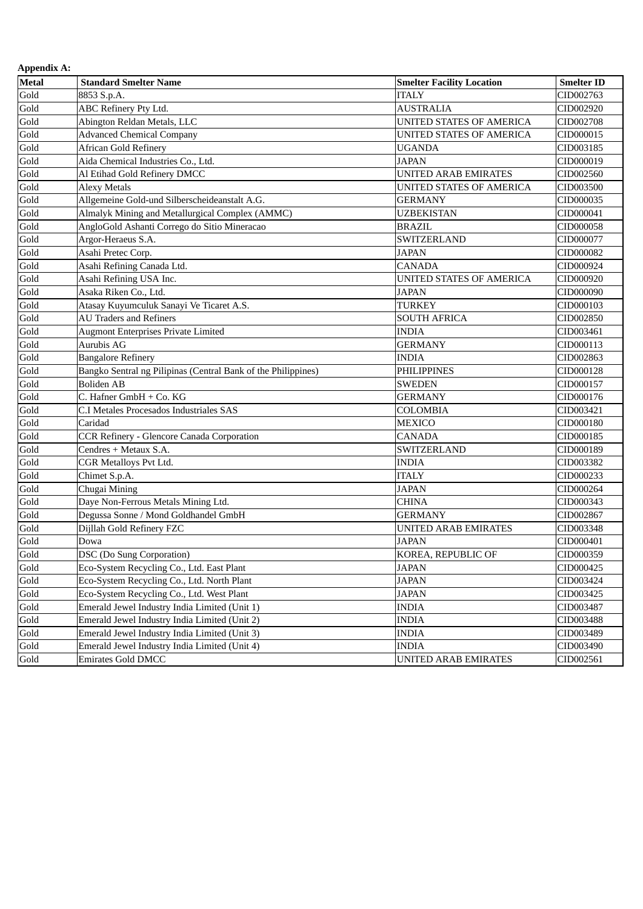**Appendix A:**

| Metal | Standard Smelter Name | Smelter Facility Location | Smelter ID |
|---|---|---|---|
| Gold | 8853 S.p.A. | ITALY | CID002763 |
| Gold | ABC Refinery Pty Ltd. | AUSTRALIA | CID002920 |
| Gold | Abington Reldan Metals, LLC | UNITED STATES OF AMERICA | CID002708 |
| Gold | Advanced Chemical Company | UNITED STATES OF AMERICA | CID000015 |
| Gold | African Gold Refinery | UGANDA | CID003185 |
| Gold | Aida Chemical Industries Co., Ltd. | JAPAN | CID000019 |
| Gold | Al Etihad Gold Refinery DMCC | UNITED ARAB EMIRATES | CID002560 |
| Gold | Alexy Metals | UNITED STATES OF AMERICA | CID003500 |
| Gold | Allgemeine Gold-und Silberscheideanstalt A.G. | GERMANY | CID000035 |
| Gold | Almalyk Mining and Metallurgical Complex (AMMC) | UZBEKISTAN | CID000041 |
| Gold | AngloGold Ashanti Corrego do Sitio Mineracao | BRAZIL | CID000058 |
| Gold | Argor-Heraeus S.A. | SWITZERLAND | CID000077 |
| Gold | Asahi Pretec Corp. | JAPAN | CID000082 |
| Gold | Asahi Refining Canada Ltd. | CANADA | CID000924 |
| Gold | Asahi Refining USA Inc. | UNITED STATES OF AMERICA | CID000920 |
| Gold | Asaka Riken Co., Ltd. | JAPAN | CID000090 |
| Gold | Atasay Kuyumculuk Sanayi Ve Ticaret A.S. | TURKEY | CID000103 |
| Gold | AU Traders and Refiners | SOUTH AFRICA | CID002850 |
| Gold | Augmont Enterprises Private Limited | INDIA | CID003461 |
| Gold | Aurubis AG | GERMANY | CID000113 |
| Gold | Bangalore Refinery | INDIA | CID002863 |
| Gold | Bangko Sentral ng Pilipinas (Central Bank of the Philippines) | PHILIPPINES | CID000128 |
| Gold | Boliden AB | SWEDEN | CID000157 |
| Gold | C. Hafner GmbH + Co. KG | GERMANY | CID000176 |
| Gold | C.I Metales Procesados Industriales SAS | COLOMBIA | CID003421 |
| Gold | Caridad | MEXICO | CID000180 |
| Gold | CCR Refinery - Glencore Canada Corporation | CANADA | CID000185 |
| Gold | Cendres + Metaux S.A. | SWITZERLAND | CID000189 |
| Gold | CGR Metalloys Pvt Ltd. | INDIA | CID003382 |
| Gold | Chimet S.p.A. | ITALY | CID000233 |
| Gold | Chugai Mining | JAPAN | CID000264 |
| Gold | Daye Non-Ferrous Metals Mining Ltd. | CHINA | CID000343 |
| Gold | Degussa Sonne / Mond Goldhandel GmbH | GERMANY | CID002867 |
| Gold | Dijllah Gold Refinery FZC | UNITED ARAB EMIRATES | CID003348 |
| Gold | Dowa | JAPAN | CID000401 |
| Gold | DSC (Do Sung Corporation) | KOREA, REPUBLIC OF | CID000359 |
| Gold | Eco-System Recycling Co., Ltd. East Plant | JAPAN | CID000425 |
| Gold | Eco-System Recycling Co., Ltd. North Plant | JAPAN | CID003424 |
| Gold | Eco-System Recycling Co., Ltd. West Plant | JAPAN | CID003425 |
| Gold | Emerald Jewel Industry India Limited (Unit 1) | INDIA | CID003487 |
| Gold | Emerald Jewel Industry India Limited (Unit 2) | INDIA | CID003488 |
| Gold | Emerald Jewel Industry India Limited (Unit 3) | INDIA | CID003489 |
| Gold | Emerald Jewel Industry India Limited (Unit 4) | INDIA | CID003490 |
| Gold | Emirates Gold DMCC | UNITED ARAB EMIRATES | CID002561 |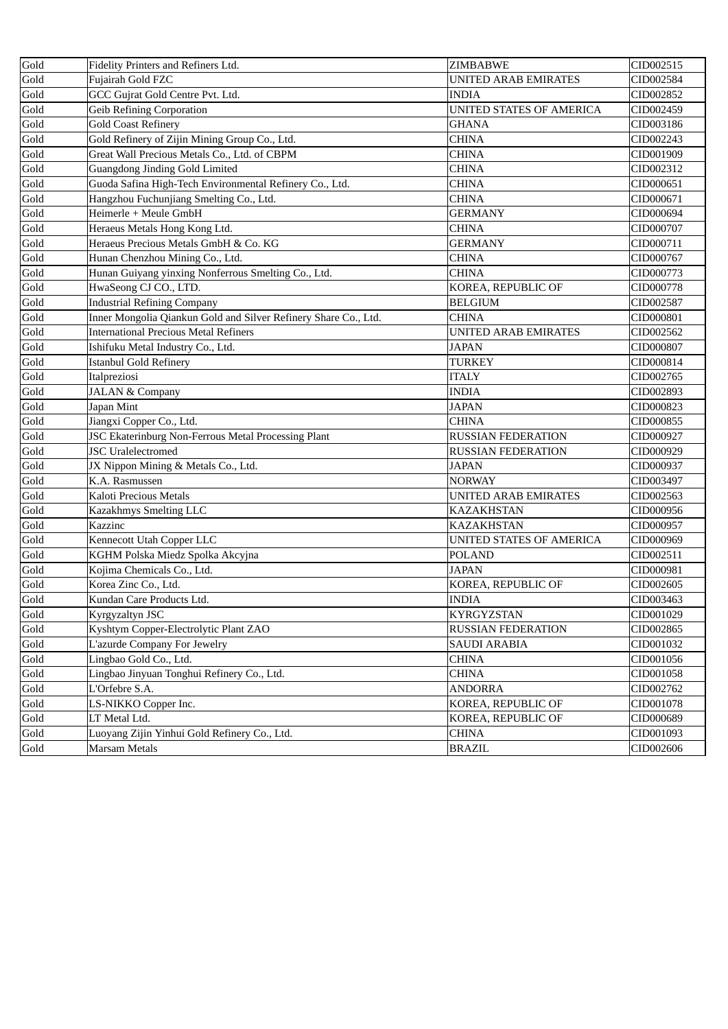| Gold | Fidelity Printers and Refiners Ltd. | ZIMBABWE | CID002515 |
|---|---|---|---|
| Gold | Fujairah Gold FZC | UNITED ARAB EMIRATES | CID002584 |
| Gold | GCC Gujrat Gold Centre Pvt. Ltd. | INDIA | CID002852 |
| Gold | Geib Refining Corporation | UNITED STATES OF AMERICA | CID002459 |
| Gold | Gold Coast Refinery | GHANA | CID003186 |
| Gold | Gold Refinery of Zijin Mining Group Co., Ltd. | CHINA | CID002243 |
| Gold | Great Wall Precious Metals Co., Ltd. of CBPM | CHINA | CID001909 |
| Gold | Guangdong Jinding Gold Limited | CHINA | CID002312 |
| Gold | Guoda Safina High-Tech Environmental Refinery Co., Ltd. | CHINA | CID000651 |
| Gold | Hangzhou Fuchunjiang Smelting Co., Ltd. | CHINA | CID000671 |
| Gold | Heimerle + Meule GmbH | GERMANY | CID000694 |
| Gold | Heraeus Metals Hong Kong Ltd. | CHINA | CID000707 |
| Gold | Heraeus Precious Metals GmbH & Co. KG | GERMANY | CID000711 |
| Gold | Hunan Chenzhou Mining Co., Ltd. | CHINA | CID000767 |
| Gold | Hunan Guiyang yinxing Nonferrous Smelting Co., Ltd. | CHINA | CID000773 |
| Gold | HwaSeong CJ CO., LTD. | KOREA, REPUBLIC OF | CID000778 |
| Gold | Industrial Refining Company | BELGIUM | CID002587 |
| Gold | Inner Mongolia Qiankun Gold and Silver Refinery Share Co., Ltd. | CHINA | CID000801 |
| Gold | International Precious Metal Refiners | UNITED ARAB EMIRATES | CID002562 |
| Gold | Ishifuku Metal Industry Co., Ltd. | JAPAN | CID000807 |
| Gold | Istanbul Gold Refinery | TURKEY | CID000814 |
| Gold | Italpreziosi | ITALY | CID002765 |
| Gold | JALAN & Company | INDIA | CID002893 |
| Gold | Japan Mint | JAPAN | CID000823 |
| Gold | Jiangxi Copper Co., Ltd. | CHINA | CID000855 |
| Gold | JSC Ekaterinburg Non-Ferrous Metal Processing Plant | RUSSIAN FEDERATION | CID000927 |
| Gold | JSC Uralelectromed | RUSSIAN FEDERATION | CID000929 |
| Gold | JX Nippon Mining & Metals Co., Ltd. | JAPAN | CID000937 |
| Gold | K.A. Rasmussen | NORWAY | CID003497 |
| Gold | Kaloti Precious Metals | UNITED ARAB EMIRATES | CID002563 |
| Gold | Kazakhmys Smelting LLC | KAZAKHSTAN | CID000956 |
| Gold | Kazzinc | KAZAKHSTAN | CID000957 |
| Gold | Kennecott Utah Copper LLC | UNITED STATES OF AMERICA | CID000969 |
| Gold | KGHM Polska Miedz Spolka Akcyjna | POLAND | CID002511 |
| Gold | Kojima Chemicals Co., Ltd. | JAPAN | CID000981 |
| Gold | Korea Zinc Co., Ltd. | KOREA, REPUBLIC OF | CID002605 |
| Gold | Kundan Care Products Ltd. | INDIA | CID003463 |
| Gold | Kyrgyzaltyn JSC | KYRGYZSTAN | CID001029 |
| Gold | Kyshtym Copper-Electrolytic Plant ZAO | RUSSIAN FEDERATION | CID002865 |
| Gold | L'azurde Company For Jewelry | SAUDI ARABIA | CID001032 |
| Gold | Lingbao Gold Co., Ltd. | CHINA | CID001056 |
| Gold | Lingbao Jinyuan Tonghui Refinery Co., Ltd. | CHINA | CID001058 |
| Gold | L'Orfebre S.A. | ANDORRA | CID002762 |
| Gold | LS-NIKKO Copper Inc. | KOREA, REPUBLIC OF | CID001078 |
| Gold | LT Metal Ltd. | KOREA, REPUBLIC OF | CID000689 |
| Gold | Luoyang Zijin Yinhui Gold Refinery Co., Ltd. | CHINA | CID001093 |
| Gold | Marsam Metals | BRAZIL | CID002606 |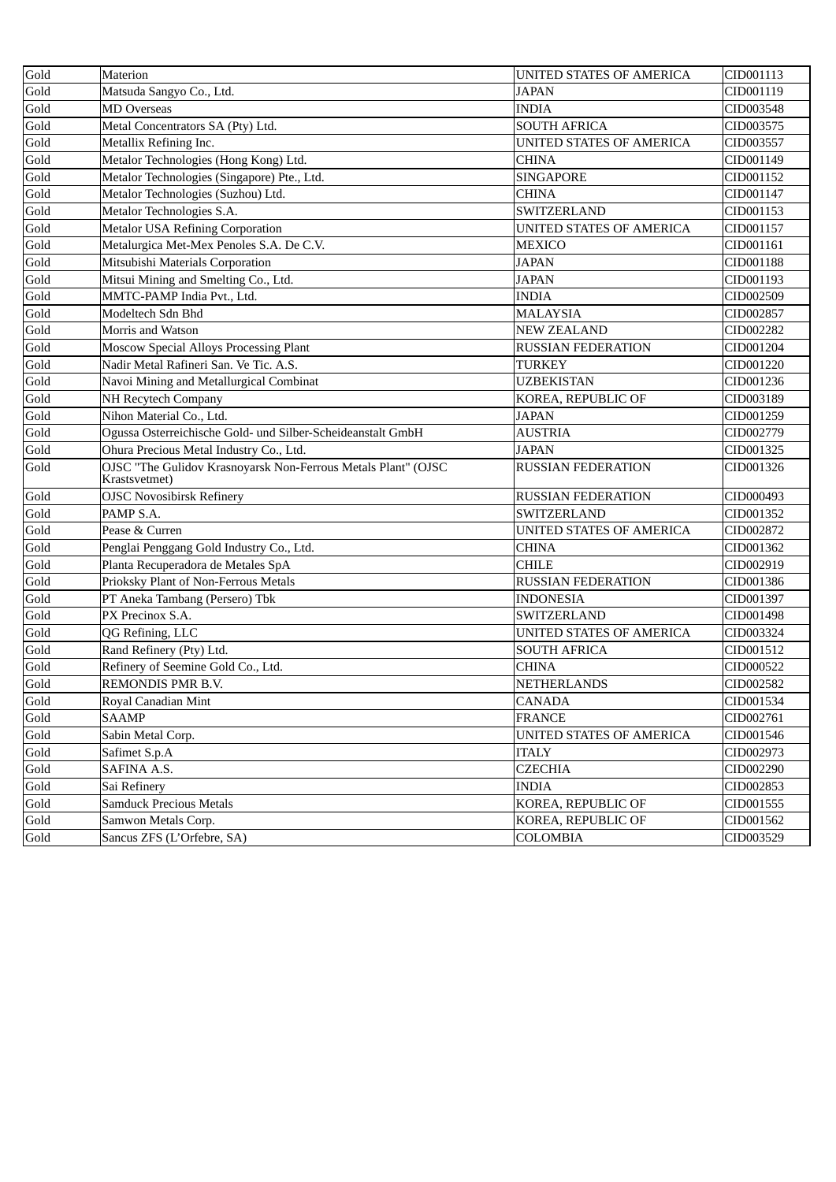| Gold | Materion | UNITED STATES OF AMERICA | CID001113 |
|---|---|---|---|
| Gold | Matsuda Sangyo Co., Ltd. | JAPAN | CID001119 |
| Gold | MD Overseas | INDIA | CID003548 |
| Gold | Metal Concentrators SA (Pty) Ltd. | SOUTH AFRICA | CID003575 |
| Gold | Metallix Refining Inc. | UNITED STATES OF AMERICA | CID003557 |
| Gold | Metalor Technologies (Hong Kong) Ltd. | CHINA | CID001149 |
| Gold | Metalor Technologies (Singapore) Pte., Ltd. | SINGAPORE | CID001152 |
| Gold | Metalor Technologies (Suzhou) Ltd. | CHINA | CID001147 |
| Gold | Metalor Technologies S.A. | SWITZERLAND | CID001153 |
| Gold | Metalor USA Refining Corporation | UNITED STATES OF AMERICA | CID001157 |
| Gold | Metalurgica Met-Mex Penoles S.A. De C.V. | MEXICO | CID001161 |
| Gold | Mitsubishi Materials Corporation | JAPAN | CID001188 |
| Gold | Mitsui Mining and Smelting Co., Ltd. | JAPAN | CID001193 |
| Gold | MMTC-PAMP India Pvt., Ltd. | INDIA | CID002509 |
| Gold | Modeltech Sdn Bhd | MALAYSIA | CID002857 |
| Gold | Morris and Watson | NEW ZEALAND | CID002282 |
| Gold | Moscow Special Alloys Processing Plant | RUSSIAN FEDERATION | CID001204 |
| Gold | Nadir Metal Rafineri San. Ve Tic. A.S. | TURKEY | CID001220 |
| Gold | Navoi Mining and Metallurgical Combinat | UZBEKISTAN | CID001236 |
| Gold | NH Recytech Company | KOREA, REPUBLIC OF | CID003189 |
| Gold | Nihon Material Co., Ltd. | JAPAN | CID001259 |
| Gold | Ogussa Osterreichische Gold- und Silber-Scheideanstalt GmbH | AUSTRIA | CID002779 |
| Gold | Ohura Precious Metal Industry Co., Ltd. | JAPAN | CID001325 |
| Gold | OJSC "The Gulidov Krasnoyarsk Non-Ferrous Metals Plant" (OJSC Krastsvetmet) | RUSSIAN FEDERATION | CID001326 |
| Gold | OJSC Novosibirsk Refinery | RUSSIAN FEDERATION | CID000493 |
| Gold | PAMP S.A. | SWITZERLAND | CID001352 |
| Gold | Pease & Curren | UNITED STATES OF AMERICA | CID002872 |
| Gold | Penglai Penggang Gold Industry Co., Ltd. | CHINA | CID001362 |
| Gold | Planta Recuperadora de Metales SpA | CHILE | CID002919 |
| Gold | Prioksky Plant of Non-Ferrous Metals | RUSSIAN FEDERATION | CID001386 |
| Gold | PT Aneka Tambang (Persero) Tbk | INDONESIA | CID001397 |
| Gold | PX Precinox S.A. | SWITZERLAND | CID001498 |
| Gold | QG Refining, LLC | UNITED STATES OF AMERICA | CID003324 |
| Gold | Rand Refinery (Pty) Ltd. | SOUTH AFRICA | CID001512 |
| Gold | Refinery of Seemine Gold Co., Ltd. | CHINA | CID000522 |
| Gold | REMONDIS PMR B.V. | NETHERLANDS | CID002582 |
| Gold | Royal Canadian Mint | CANADA | CID001534 |
| Gold | SAAMP | FRANCE | CID002761 |
| Gold | Sabin Metal Corp. | UNITED STATES OF AMERICA | CID001546 |
| Gold | Safimet S.p.A | ITALY | CID002973 |
| Gold | SAFINA A.S. | CZECHIA | CID002290 |
| Gold | Sai Refinery | INDIA | CID002853 |
| Gold | Samduck Precious Metals | KOREA, REPUBLIC OF | CID001555 |
| Gold | Samwon Metals Corp. | KOREA, REPUBLIC OF | CID001562 |
| Gold | Sancus ZFS (L'Orfebre, SA) | COLOMBIA | CID003529 |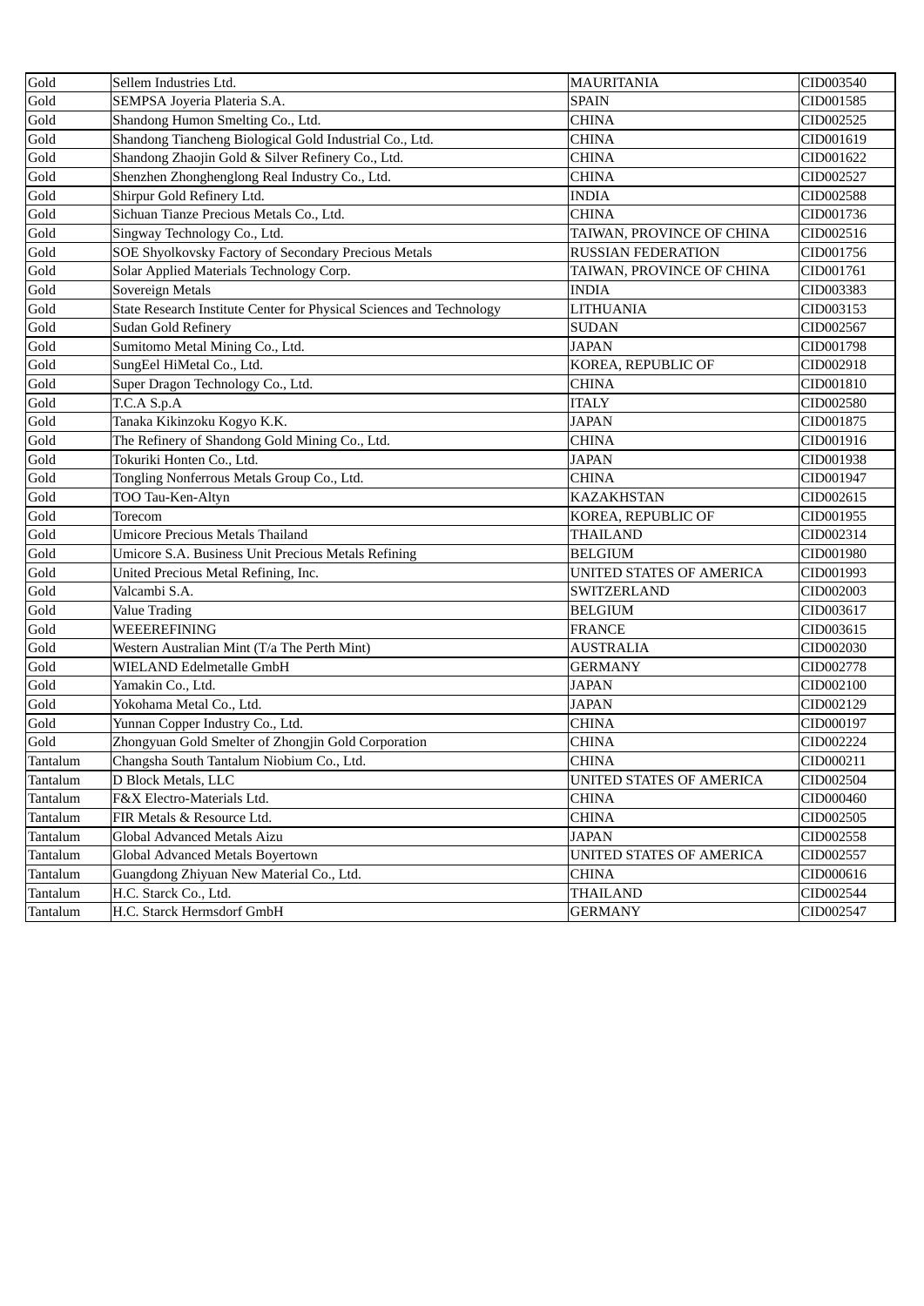| Gold | Sellem Industries Ltd. | MAURITANIA | CID003540 |
|---|---|---|---|
| Gold | SEMPSA Joyeria Plateria S.A. | SPAIN | CID001585 |
| Gold | Shandong Humon Smelting Co., Ltd. | CHINA | CID002525 |
| Gold | Shandong Tiancheng Biological Gold Industrial Co., Ltd. | CHINA | CID001619 |
| Gold | Shandong Zhaojin Gold & Silver Refinery Co., Ltd. | CHINA | CID001622 |
| Gold | Shenzhen Zhonghenglong Real Industry Co., Ltd. | CHINA | CID002527 |
| Gold | Shirpur Gold Refinery Ltd. | INDIA | CID002588 |
| Gold | Sichuan Tianze Precious Metals Co., Ltd. | CHINA | CID001736 |
| Gold | Singway Technology Co., Ltd. | TAIWAN, PROVINCE OF CHINA | CID002516 |
| Gold | SOE Shyolkovsky Factory of Secondary Precious Metals | RUSSIAN FEDERATION | CID001756 |
| Gold | Solar Applied Materials Technology Corp. | TAIWAN, PROVINCE OF CHINA | CID001761 |
| Gold | Sovereign Metals | INDIA | CID003383 |
| Gold | State Research Institute Center for Physical Sciences and Technology | LITHUANIA | CID003153 |
| Gold | Sudan Gold Refinery | SUDAN | CID002567 |
| Gold | Sumitomo Metal Mining Co., Ltd. | JAPAN | CID001798 |
| Gold | SungEel HiMetal Co., Ltd. | KOREA, REPUBLIC OF | CID002918 |
| Gold | Super Dragon Technology Co., Ltd. | CHINA | CID001810 |
| Gold | T.C.A S.p.A | ITALY | CID002580 |
| Gold | Tanaka Kikinzoku Kogyo K.K. | JAPAN | CID001875 |
| Gold | The Refinery of Shandong Gold Mining Co., Ltd. | CHINA | CID001916 |
| Gold | Tokuriki Honten Co., Ltd. | JAPAN | CID001938 |
| Gold | Tongling Nonferrous Metals Group Co., Ltd. | CHINA | CID001947 |
| Gold | TOO Tau-Ken-Altyn | KAZAKHSTAN | CID002615 |
| Gold | Torecom | KOREA, REPUBLIC OF | CID001955 |
| Gold | Umicore Precious Metals Thailand | THAILAND | CID002314 |
| Gold | Umicore S.A. Business Unit Precious Metals Refining | BELGIUM | CID001980 |
| Gold | United Precious Metal Refining, Inc. | UNITED STATES OF AMERICA | CID001993 |
| Gold | Valcambi S.A. | SWITZERLAND | CID002003 |
| Gold | Value Trading | BELGIUM | CID003617 |
| Gold | WEEEREFINING | FRANCE | CID003615 |
| Gold | Western Australian Mint (T/a The Perth Mint) | AUSTRALIA | CID002030 |
| Gold | WIELAND Edelmetalle GmbH | GERMANY | CID002778 |
| Gold | Yamakin Co., Ltd. | JAPAN | CID002100 |
| Gold | Yokohama Metal Co., Ltd. | JAPAN | CID002129 |
| Gold | Yunnan Copper Industry Co., Ltd. | CHINA | CID000197 |
| Gold | Zhongyuan Gold Smelter of Zhongjin Gold Corporation | CHINA | CID002224 |
| Tantalum | Changsha South Tantalum Niobium Co., Ltd. | CHINA | CID000211 |
| Tantalum | D Block Metals, LLC | UNITED STATES OF AMERICA | CID002504 |
| Tantalum | F&X Electro-Materials Ltd. | CHINA | CID000460 |
| Tantalum | FIR Metals & Resource Ltd. | CHINA | CID002505 |
| Tantalum | Global Advanced Metals Aizu | JAPAN | CID002558 |
| Tantalum | Global Advanced Metals Boyertown | UNITED STATES OF AMERICA | CID002557 |
| Tantalum | Guangdong Zhiyuan New Material Co., Ltd. | CHINA | CID000616 |
| Tantalum | H.C. Starck Co., Ltd. | THAILAND | CID002544 |
| Tantalum | H.C. Starck Hermsdorf GmbH | GERMANY | CID002547 |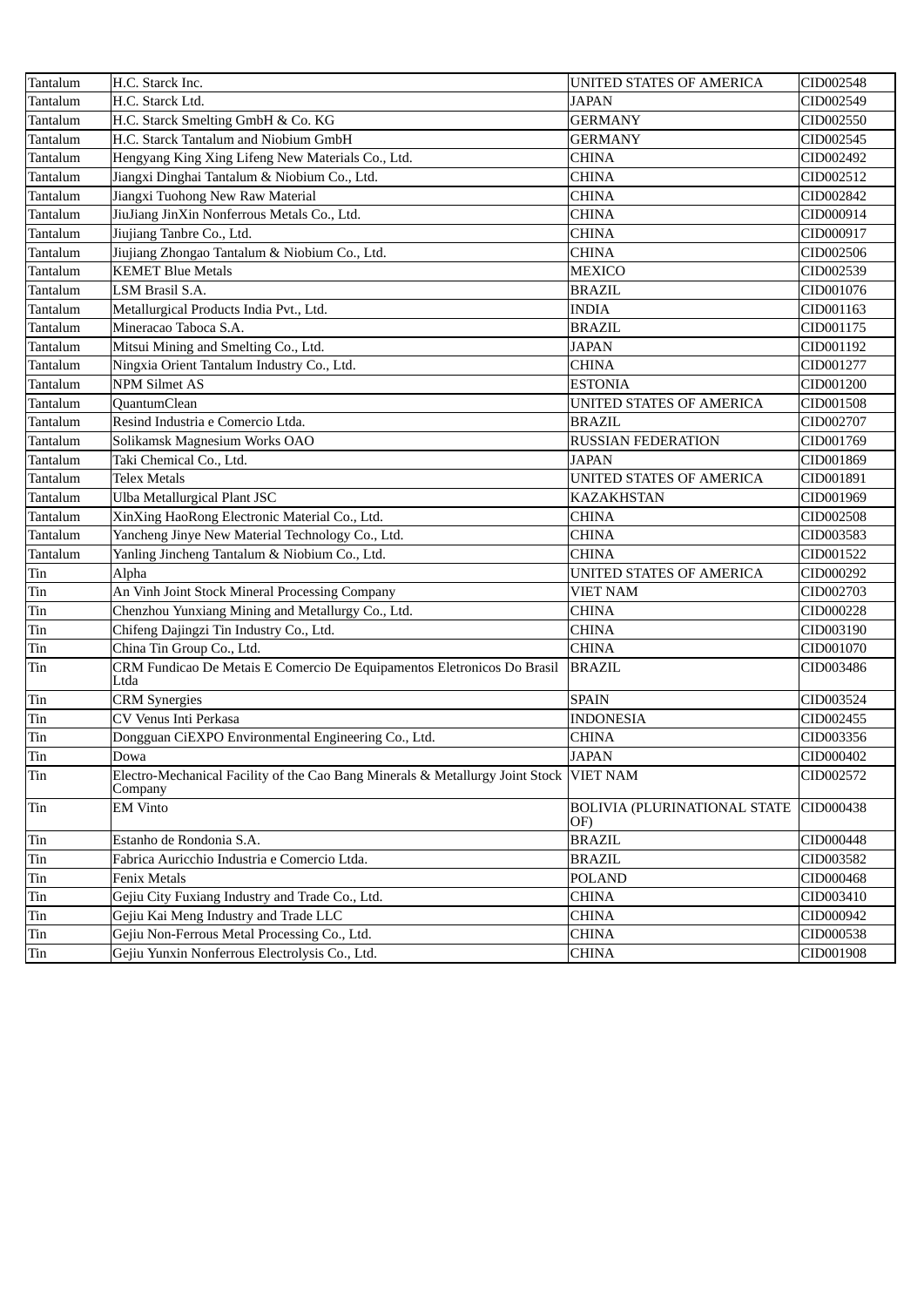| Tantalum | H.C. Starck Inc. | UNITED STATES OF AMERICA | CID002548 |
|---|---|---|---|
| Tantalum | H.C. Starck Ltd. | JAPAN | CID002549 |
| Tantalum | H.C. Starck Smelting GmbH & Co. KG | GERMANY | CID002550 |
| Tantalum | H.C. Starck Tantalum and Niobium GmbH | GERMANY | CID002545 |
| Tantalum | Hengyang King Xing Lifeng New Materials Co., Ltd. | CHINA | CID002492 |
| Tantalum | Jiangxi Dinghai Tantalum & Niobium Co., Ltd. | CHINA | CID002512 |
| Tantalum | Jiangxi Tuohong New Raw Material | CHINA | CID002842 |
| Tantalum | JiuJiang JinXin Nonferrous Metals Co., Ltd. | CHINA | CID000914 |
| Tantalum | Jiujiang Tanbre Co., Ltd. | CHINA | CID000917 |
| Tantalum | Jiujiang Zhongao Tantalum & Niobium Co., Ltd. | CHINA | CID002506 |
| Tantalum | KEMET Blue Metals | MEXICO | CID002539 |
| Tantalum | LSM Brasil S.A. | BRAZIL | CID001076 |
| Tantalum | Metallurgical Products India Pvt., Ltd. | INDIA | CID001163 |
| Tantalum | Mineracao Taboca S.A. | BRAZIL | CID001175 |
| Tantalum | Mitsui Mining and Smelting Co., Ltd. | JAPAN | CID001192 |
| Tantalum | Ningxia Orient Tantalum Industry Co., Ltd. | CHINA | CID001277 |
| Tantalum | NPM Silmet AS | ESTONIA | CID001200 |
| Tantalum | QuantumClean | UNITED STATES OF AMERICA | CID001508 |
| Tantalum | Resind Industria e Comercio Ltda. | BRAZIL | CID002707 |
| Tantalum | Solikamsk Magnesium Works OAO | RUSSIAN FEDERATION | CID001769 |
| Tantalum | Taki Chemical Co., Ltd. | JAPAN | CID001869 |
| Tantalum | Telex Metals | UNITED STATES OF AMERICA | CID001891 |
| Tantalum | Ulba Metallurgical Plant JSC | KAZAKHSTAN | CID001969 |
| Tantalum | XinXing HaoRong Electronic Material Co., Ltd. | CHINA | CID002508 |
| Tantalum | Yancheng Jinye New Material Technology Co., Ltd. | CHINA | CID003583 |
| Tantalum | Yanling Jincheng Tantalum & Niobium Co., Ltd. | CHINA | CID001522 |
| Tin | Alpha | UNITED STATES OF AMERICA | CID000292 |
| Tin | An Vinh Joint Stock Mineral Processing Company | VIET NAM | CID002703 |
| Tin | Chenzhou Yunxiang Mining and Metallurgy Co., Ltd. | CHINA | CID000228 |
| Tin | Chifeng Dajingzi Tin Industry Co., Ltd. | CHINA | CID003190 |
| Tin | China Tin Group Co., Ltd. | CHINA | CID001070 |
| Tin | CRM Fundicao De Metais E Comercio De Equipamentos Eletronicos Do Brasil Ltda | BRAZIL | CID003486 |
| Tin | CRM Synergies | SPAIN | CID003524 |
| Tin | CV Venus Inti Perkasa | INDONESIA | CID002455 |
| Tin | Dongguan CiEXPO Environmental Engineering Co., Ltd. | CHINA | CID003356 |
| Tin | Dowa | JAPAN | CID000402 |
| Tin | Electro-Mechanical Facility of the Cao Bang Minerals & Metallurgy Joint Stock Company | VIET NAM | CID002572 |
| Tin | EM Vinto | BOLIVIA (PLURINATIONAL STATE OF) | CID000438 |
| Tin | Estanho de Rondonia S.A. | BRAZIL | CID000448 |
| Tin | Fabrica Auricchio Industria e Comercio Ltda. | BRAZIL | CID003582 |
| Tin | Fenix Metals | POLAND | CID000468 |
| Tin | Gejiu City Fuxiang Industry and Trade Co., Ltd. | CHINA | CID003410 |
| Tin | Gejiu Kai Meng Industry and Trade LLC | CHINA | CID000942 |
| Tin | Gejiu Non-Ferrous Metal Processing Co., Ltd. | CHINA | CID000538 |
| Tin | Gejiu Yunxin Nonferrous Electrolysis Co., Ltd. | CHINA | CID001908 |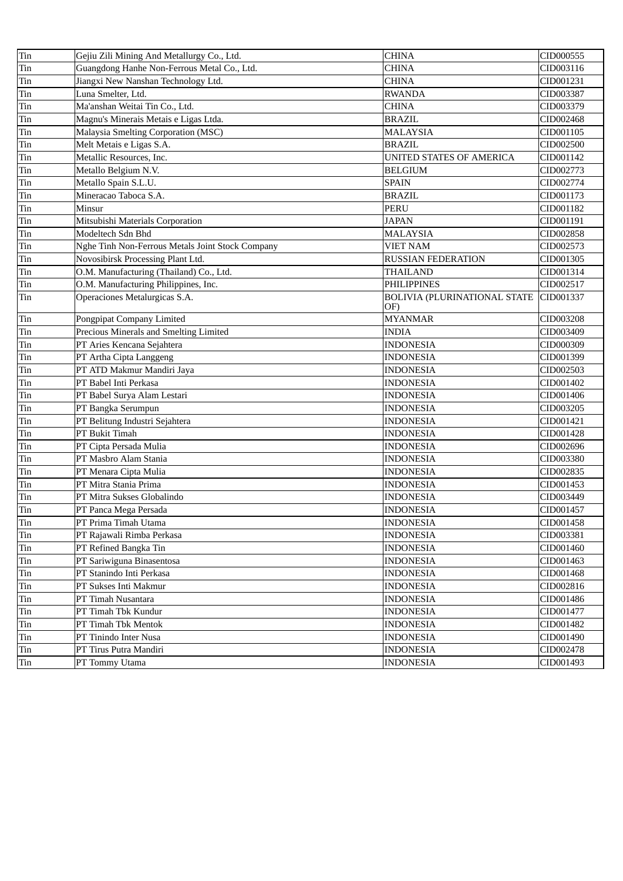| Tin | Gejiu Zili Mining And Metallurgy Co., Ltd. | CHINA | CID000555 |
|---|---|---|---|
| Tin | Guangdong Hanhe Non-Ferrous Metal Co., Ltd. | CHINA | CID003116 |
| Tin | Jiangxi New Nanshan Technology Ltd. | CHINA | CID001231 |
| Tin | Luna Smelter, Ltd. | RWANDA | CID003387 |
| Tin | Ma'anshan Weitai Tin Co., Ltd. | CHINA | CID003379 |
| Tin | Magnu's Minerais Metais e Ligas Ltda. | BRAZIL | CID002468 |
| Tin | Malaysia Smelting Corporation (MSC) | MALAYSIA | CID001105 |
| Tin | Melt Metais e Ligas S.A. | BRAZIL | CID002500 |
| Tin | Metallic Resources, Inc. | UNITED STATES OF AMERICA | CID001142 |
| Tin | Metallo Belgium N.V. | BELGIUM | CID002773 |
| Tin | Metallo Spain S.L.U. | SPAIN | CID002774 |
| Tin | Mineracao Taboca S.A. | BRAZIL | CID001173 |
| Tin | Minsur | PERU | CID001182 |
| Tin | Mitsubishi Materials Corporation | JAPAN | CID001191 |
| Tin | Modeltech Sdn Bhd | MALAYSIA | CID002858 |
| Tin | Nghe Tinh Non-Ferrous Metals Joint Stock Company | VIET NAM | CID002573 |
| Tin | Novosibirsk Processing Plant Ltd. | RUSSIAN FEDERATION | CID001305 |
| Tin | O.M. Manufacturing (Thailand) Co., Ltd. | THAILAND | CID001314 |
| Tin | O.M. Manufacturing Philippines, Inc. | PHILIPPINES | CID002517 |
| Tin | Operaciones Metalurgicas S.A. | BOLIVIA (PLURINATIONAL STATE OF) | CID001337 |
| Tin | Pongpipat Company Limited | MYANMAR | CID003208 |
| Tin | Precious Minerals and Smelting Limited | INDIA | CID003409 |
| Tin | PT Aries Kencana Sejahtera | INDONESIA | CID000309 |
| Tin | PT Artha Cipta Langgeng | INDONESIA | CID001399 |
| Tin | PT ATD Makmur Mandiri Jaya | INDONESIA | CID002503 |
| Tin | PT Babel Inti Perkasa | INDONESIA | CID001402 |
| Tin | PT Babel Surya Alam Lestari | INDONESIA | CID001406 |
| Tin | PT Bangka Serumpun | INDONESIA | CID003205 |
| Tin | PT Belitung Industri Sejahtera | INDONESIA | CID001421 |
| Tin | PT Bukit Timah | INDONESIA | CID001428 |
| Tin | PT Cipta Persada Mulia | INDONESIA | CID002696 |
| Tin | PT Masbro Alam Stania | INDONESIA | CID003380 |
| Tin | PT Menara Cipta Mulia | INDONESIA | CID002835 |
| Tin | PT Mitra Stania Prima | INDONESIA | CID001453 |
| Tin | PT Mitra Sukses Globalindo | INDONESIA | CID003449 |
| Tin | PT Panca Mega Persada | INDONESIA | CID001457 |
| Tin | PT Prima Timah Utama | INDONESIA | CID001458 |
| Tin | PT Rajawali Rimba Perkasa | INDONESIA | CID003381 |
| Tin | PT Refined Bangka Tin | INDONESIA | CID001460 |
| Tin | PT Sariwiguna Binasentosa | INDONESIA | CID001463 |
| Tin | PT Stanindo Inti Perkasa | INDONESIA | CID001468 |
| Tin | PT Sukses Inti Makmur | INDONESIA | CID002816 |
| Tin | PT Timah Nusantara | INDONESIA | CID001486 |
| Tin | PT Timah Tbk Kundur | INDONESIA | CID001477 |
| Tin | PT Timah Tbk Mentok | INDONESIA | CID001482 |
| Tin | PT Tinindo Inter Nusa | INDONESIA | CID001490 |
| Tin | PT Tirus Putra Mandiri | INDONESIA | CID002478 |
| Tin | PT Tommy Utama | INDONESIA | CID001493 |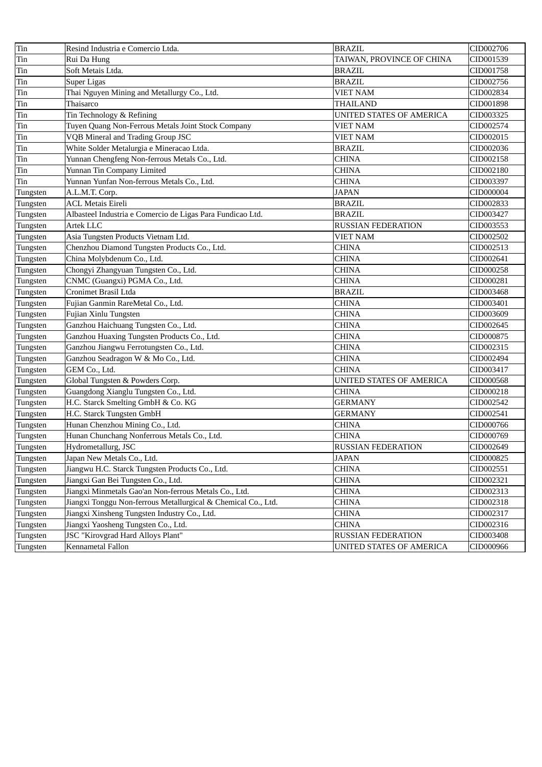| Tin | Resind Industria e Comercio Ltda. | BRAZIL | CID002706 |
|---|---|---|---|
| Tin | Rui Da Hung | TAIWAN, PROVINCE OF CHINA | CID001539 |
| Tin | Soft Metais Ltda. | BRAZIL | CID001758 |
| Tin | Super Ligas | BRAZIL | CID002756 |
| Tin | Thai Nguyen Mining and Metallurgy Co., Ltd. | VIET NAM | CID002834 |
| Tin | Thaisarco | THAILAND | CID001898 |
| Tin | Tin Technology & Refining | UNITED STATES OF AMERICA | CID003325 |
| Tin | Tuyen Quang Non-Ferrous Metals Joint Stock Company | VIET NAM | CID002574 |
| Tin | VQB Mineral and Trading Group JSC | VIET NAM | CID002015 |
| Tin | White Solder Metalurgia e Mineracao Ltda. | BRAZIL | CID002036 |
| Tin | Yunnan Chengfeng Non-ferrous Metals Co., Ltd. | CHINA | CID002158 |
| Tin | Yunnan Tin Company Limited | CHINA | CID002180 |
| Tin | Yunnan Yunfan Non-ferrous Metals Co., Ltd. | CHINA | CID003397 |
| Tungsten | A.L.M.T. Corp. | JAPAN | CID000004 |
| Tungsten | ACL Metais Eireli | BRAZIL | CID002833 |
| Tungsten | Albasteel Industria e Comercio de Ligas Para Fundicao Ltd. | BRAZIL | CID003427 |
| Tungsten | Artek LLC | RUSSIAN FEDERATION | CID003553 |
| Tungsten | Asia Tungsten Products Vietnam Ltd. | VIET NAM | CID002502 |
| Tungsten | Chenzhou Diamond Tungsten Products Co., Ltd. | CHINA | CID002513 |
| Tungsten | China Molybdenum Co., Ltd. | CHINA | CID002641 |
| Tungsten | Chongyi Zhangyuan Tungsten Co., Ltd. | CHINA | CID000258 |
| Tungsten | CNMC (Guangxi) PGMA Co., Ltd. | CHINA | CID000281 |
| Tungsten | Cronimet Brasil Ltda | BRAZIL | CID003468 |
| Tungsten | Fujian Ganmin RareMetal Co., Ltd. | CHINA | CID003401 |
| Tungsten | Fujian Xinlu Tungsten | CHINA | CID003609 |
| Tungsten | Ganzhou Haichuang Tungsten Co., Ltd. | CHINA | CID002645 |
| Tungsten | Ganzhou Huaxing Tungsten Products Co., Ltd. | CHINA | CID000875 |
| Tungsten | Ganzhou Jiangwu Ferrotungsten Co., Ltd. | CHINA | CID002315 |
| Tungsten | Ganzhou Seadragon W & Mo Co., Ltd. | CHINA | CID002494 |
| Tungsten | GEM Co., Ltd. | CHINA | CID003417 |
| Tungsten | Global Tungsten & Powders Corp. | UNITED STATES OF AMERICA | CID000568 |
| Tungsten | Guangdong Xianglu Tungsten Co., Ltd. | CHINA | CID000218 |
| Tungsten | H.C. Starck Smelting GmbH & Co. KG | GERMANY | CID002542 |
| Tungsten | H.C. Starck Tungsten GmbH | GERMANY | CID002541 |
| Tungsten | Hunan Chenzhou Mining Co., Ltd. | CHINA | CID000766 |
| Tungsten | Hunan Chunchang Nonferrous Metals Co., Ltd. | CHINA | CID000769 |
| Tungsten | Hydrometallurg, JSC | RUSSIAN FEDERATION | CID002649 |
| Tungsten | Japan New Metals Co., Ltd. | JAPAN | CID000825 |
| Tungsten | Jiangwu H.C. Starck Tungsten Products Co., Ltd. | CHINA | CID002551 |
| Tungsten | Jiangxi Gan Bei Tungsten Co., Ltd. | CHINA | CID002321 |
| Tungsten | Jiangxi Minmetals Gao'an Non-ferrous Metals Co., Ltd. | CHINA | CID002313 |
| Tungsten | Jiangxi Tonggu Non-ferrous Metallurgical & Chemical Co., Ltd. | CHINA | CID002318 |
| Tungsten | Jiangxi Xinsheng Tungsten Industry Co., Ltd. | CHINA | CID002317 |
| Tungsten | Jiangxi Yaosheng Tungsten Co., Ltd. | CHINA | CID002316 |
| Tungsten | JSC "Kirovgrad Hard Alloys Plant" | RUSSIAN FEDERATION | CID003408 |
| Tungsten | Kennametal Fallon | UNITED STATES OF AMERICA | CID000966 |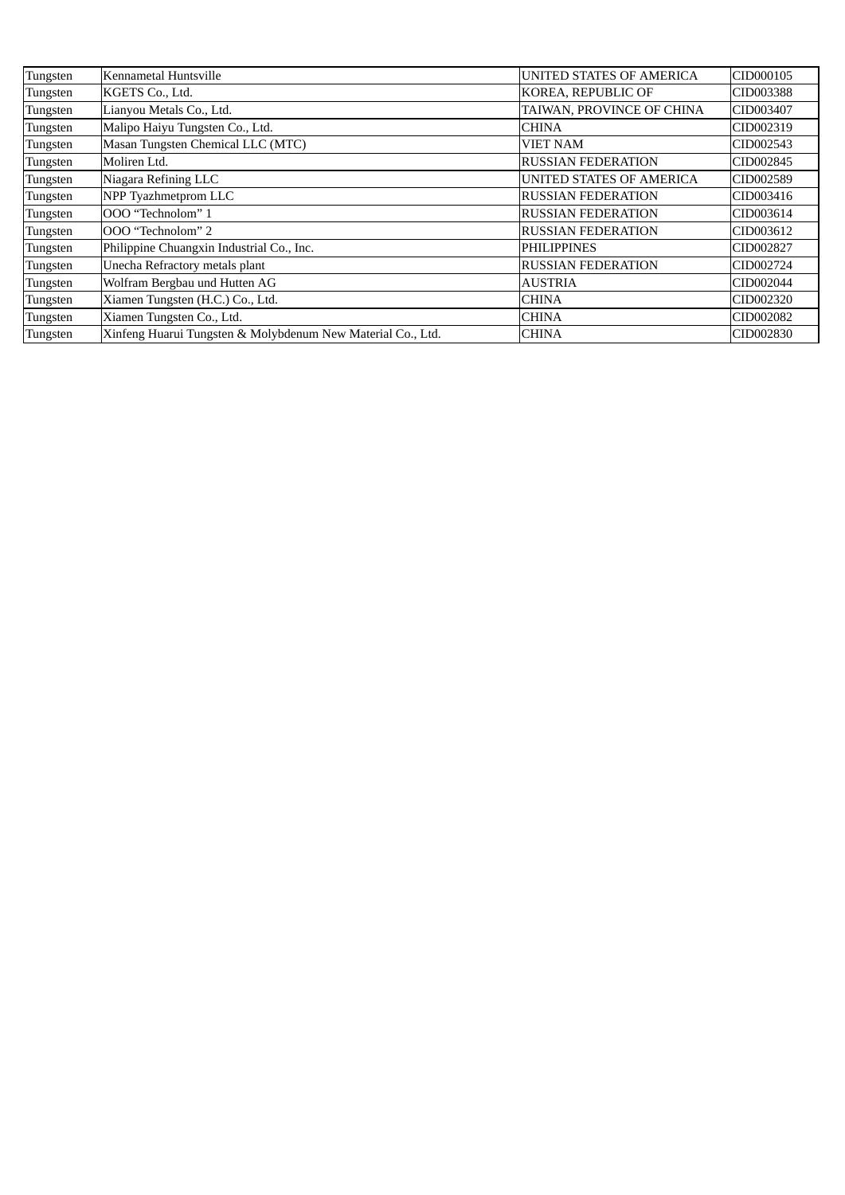| | | | |
|---|---|---|---|
| Tungsten | Kennametal Huntsville | UNITED STATES OF AMERICA | CID000105 |
| Tungsten | KGETS Co., Ltd. | KOREA, REPUBLIC OF | CID003388 |
| Tungsten | Lianyou Metals Co., Ltd. | TAIWAN, PROVINCE OF CHINA | CID003407 |
| Tungsten | Malipo Haiyu Tungsten Co., Ltd. | CHINA | CID002319 |
| Tungsten | Masan Tungsten Chemical LLC (MTC) | VIET NAM | CID002543 |
| Tungsten | Moliren Ltd. | RUSSIAN FEDERATION | CID002845 |
| Tungsten | Niagara Refining LLC | UNITED STATES OF AMERICA | CID002589 |
| Tungsten | NPP Tyazhmetprom LLC | RUSSIAN FEDERATION | CID003416 |
| Tungsten | OOO “Technolom” 1 | RUSSIAN FEDERATION | CID003614 |
| Tungsten | OOO “Technolom” 2 | RUSSIAN FEDERATION | CID003612 |
| Tungsten | Philippine Chuangxin Industrial Co., Inc. | PHILIPPINES | CID002827 |
| Tungsten | Unecha Refractory metals plant | RUSSIAN FEDERATION | CID002724 |
| Tungsten | Wolfram Bergbau und Hutten AG | AUSTRIA | CID002044 |
| Tungsten | Xiamen Tungsten (H.C.) Co., Ltd. | CHINA | CID002320 |
| Tungsten | Xiamen Tungsten Co., Ltd. | CHINA | CID002082 |
| Tungsten | Xinfeng Huarui Tungsten & Molybdenum New Material Co., Ltd. | CHINA | CID002830 |